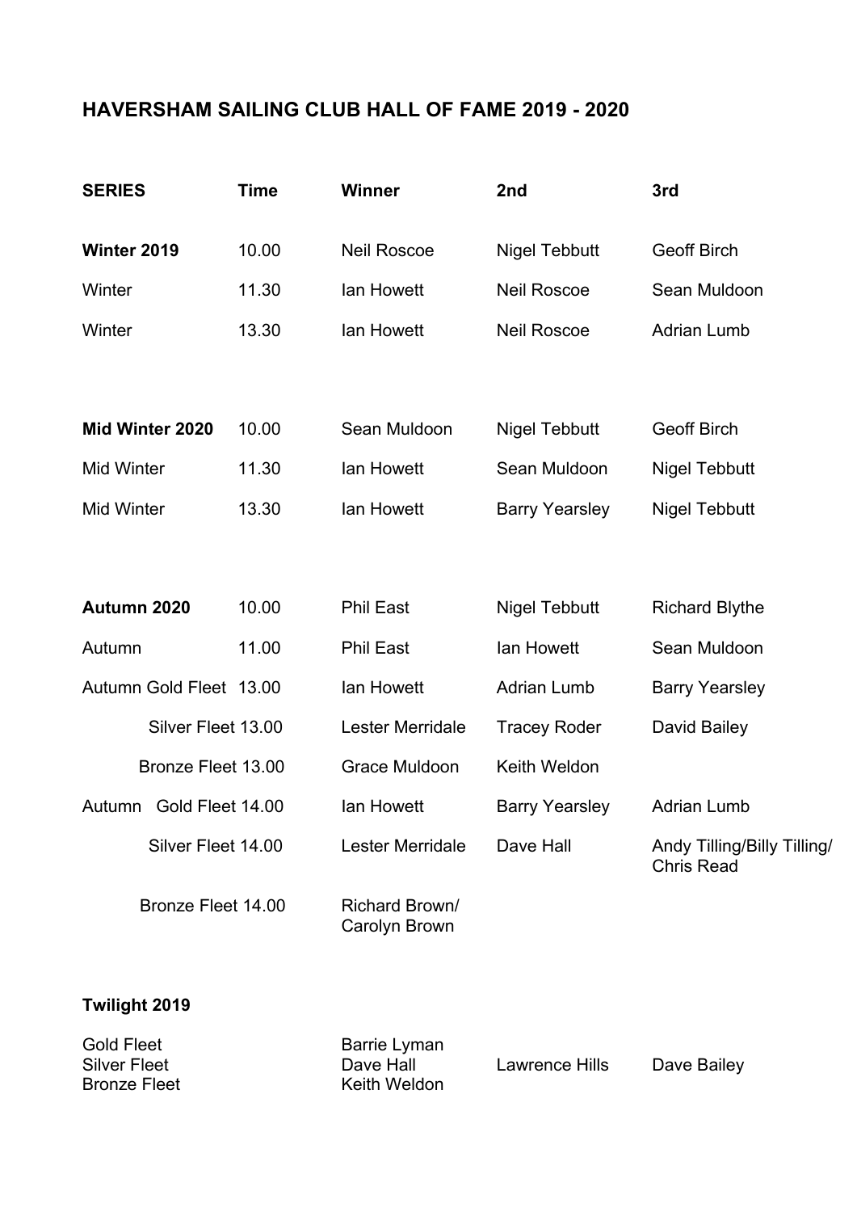# HAVERSHAM SAILING CLUB HALL OF FAME 2019 - 2020

| SERIES | Time | Winner | 2nd | 3rd |
|---|---|---|---|---|
| **Winter 2019** | 10.00 | Neil Roscoe | Nigel Tebbutt | Geoff Birch |
| Winter | 11.30 | Ian Howett | Neil Roscoe | Sean Muldoon |
| Winter | 13.30 | Ian Howett | Neil Roscoe | Adrian Lumb |
| | | | | |
| **Mid Winter 2020** | 10.00 | Sean Muldoon | Nigel Tebbutt | Geoff Birch |
| Mid Winter | 11.30 | Ian Howett | Sean Muldoon | Nigel Tebbutt |
| Mid Winter | 13.30 | Ian Howett | Barry Yearsley | Nigel Tebbutt |
| | | | | |
| **Autumn 2020** | 10.00 | Phil East | Nigel Tebbutt | Richard Blythe |
| Autumn | 11.00 | Phil East | Ian Howett | Sean Muldoon |
| Autumn Gold Fleet | 13.00 | Ian Howett | Adrian Lumb | Barry Yearsley |
| Silver Fleet | 13.00 | Lester Merridale | Tracey Roder | David Bailey |
| Bronze Fleet | 13.00 | Grace Muldoon | Keith Weldon | |
| Autumn Gold Fleet | 14.00 | Ian Howett | Barry Yearsley | Adrian Lumb |
| Silver Fleet | 14.00 | Lester Merridale | Dave Hall | Andy Tilling/Billy Tilling/ Chris Read |
| Bronze Fleet | 14.00 | Richard Brown/ Carolyn Brown | | |
| | | | | |
| **Twilight 2019** | | | | |
| Gold Fleet | | Barrie Lyman | | |
| Silver Fleet | | Dave Hall | Lawrence Hills | Dave Bailey |
| Bronze Fleet | | Keith Weldon | | |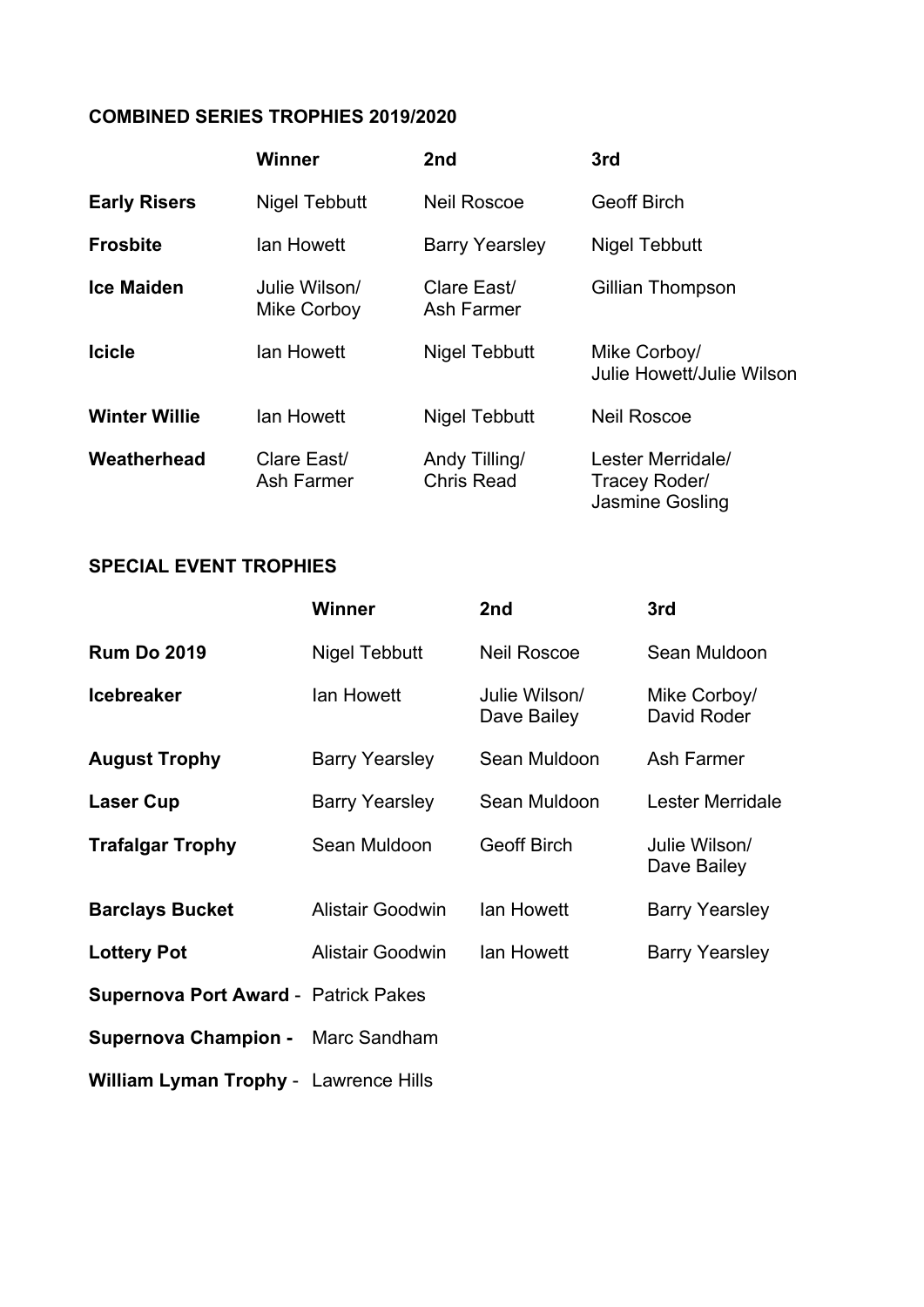**COMBINED SERIES TROPHIES 2019/2020**

| | Winner | 2nd | 3rd |
|---|---|---|---|
| **Early Risers** | Nigel Tebbutt | Neil Roscoe | Geoff Birch |
| **Frosbite** | Ian Howett | Barry Yearsley | Nigel Tebbutt |
| **Ice Maiden** | Julie Wilson/ Mike Corboy | Clare East/ Ash Farmer | Gillian Thompson |
| **Icicle** | Ian Howett | Nigel Tebbutt | Mike Corboy/ Julie Howett/Julie Wilson |
| **Winter Willie** | Ian Howett | Nigel Tebbutt | Neil Roscoe |
| **Weatherhead** | Clare East/ Ash Farmer | Andy Tilling/ Chris Read | Lester Merridale/ Tracey Roder/ Jasmine Gosling |

**SPECIAL EVENT TROPHIES**

| | Winner | 2nd | 3rd |
|---|---|---|---|
| **Rum Do 2019** | Nigel Tebbutt | Neil Roscoe | Sean Muldoon |
| **Icebreaker** | Ian Howett | Julie Wilson/ Dave Bailey | Mike Corboy/ David Roder |
| **August Trophy** | Barry Yearsley | Sean Muldoon | Ash Farmer |
| **Laser Cup** | Barry Yearsley | Sean Muldoon | Lester Merridale |
| **Trafalgar Trophy** | Sean Muldoon | Geoff Birch | Julie Wilson/ Dave Bailey |
| **Barclays Bucket** | Alistair Goodwin | Ian Howett | Barry Yearsley |
| **Lottery Pot** | Alistair Goodwin | Ian Howett | Barry Yearsley |

**Supernova Port Award** - Patrick Pakes

**Supernova Champion -** Marc Sandham

**William Lyman Trophy** - Lawrence Hills